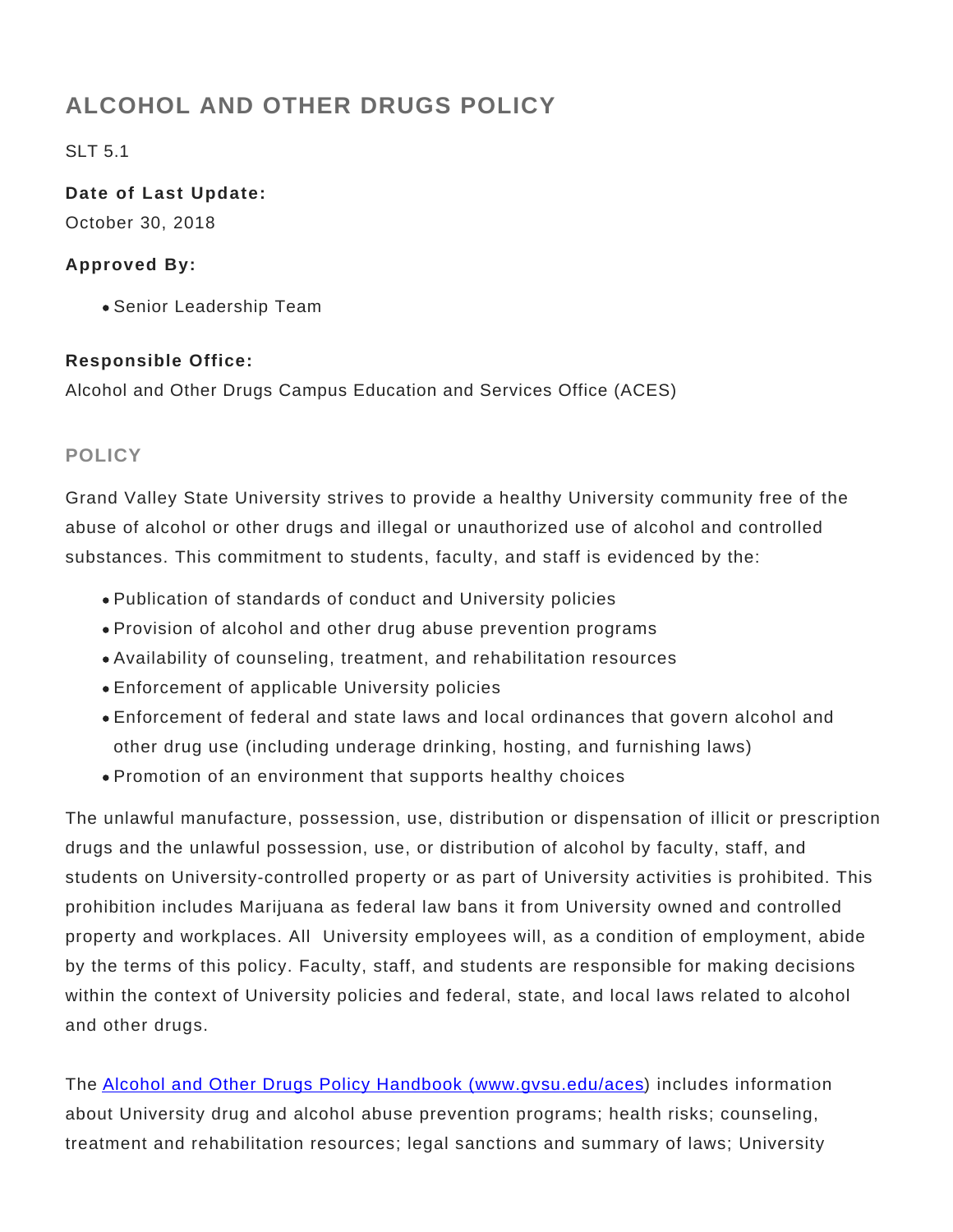# ALCOHOL AND OTHER DRUGS POLICY

SLT 5.1

**Date of Last Update:**
October 30, 2018

**Approved By:**

- Senior Leadership Team

**Responsible Office:**
Alcohol and Other Drugs Campus Education and Services Office (ACES)

## POLICY

Grand Valley State University strives to provide a healthy University community free of the abuse of alcohol or other drugs and illegal or unauthorized use of alcohol and controlled substances. This commitment to students, faculty, and staff is evidenced by the:

- Publication of standards of conduct and University policies
- Provision of alcohol and other drug abuse prevention programs
- Availability of counseling, treatment, and rehabilitation resources
- Enforcement of applicable University policies
- Enforcement of federal and state laws and local ordinances that govern alcohol and other drug use (including underage drinking, hosting, and furnishing laws)
- Promotion of an environment that supports healthy choices

The unlawful manufacture, possession, use, distribution or dispensation of illicit or prescription drugs and the unlawful possession, use, or distribution of alcohol by faculty, staff, and students on University-controlled property or as part of University activities is prohibited. This prohibition includes Marijuana as federal law bans it from University owned and controlled property and workplaces. All University employees will, as a condition of employment, abide by the terms of this policy. Faculty, staff, and students are responsible for making decisions within the context of University policies and federal, state, and local laws related to alcohol and other drugs.

The [Alcohol and Other Drugs Policy Handbook (www.gvsu.edu/aces)](www.gvsu.edu/aces) includes information about University drug and alcohol abuse prevention programs; health risks; counseling, treatment and rehabilitation resources; legal sanctions and summary of laws; University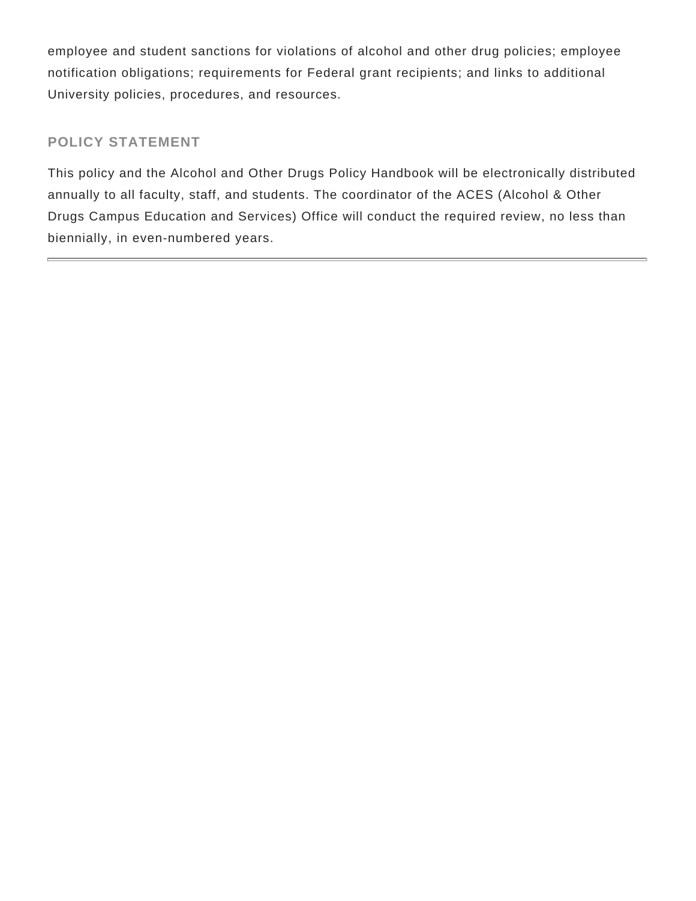employee and student sanctions for violations of alcohol and other drug policies; employee notification obligations; requirements for Federal grant recipients; and links to additional University policies, procedures, and resources.

## POLICY STATEMENT

This policy and the Alcohol and Other Drugs Policy Handbook will be electronically distributed annually to all faculty, staff, and students. The coordinator of the ACES (Alcohol & Other Drugs Campus Education and Services) Office will conduct the required review, no less than biennially, in even-numbered years.

---